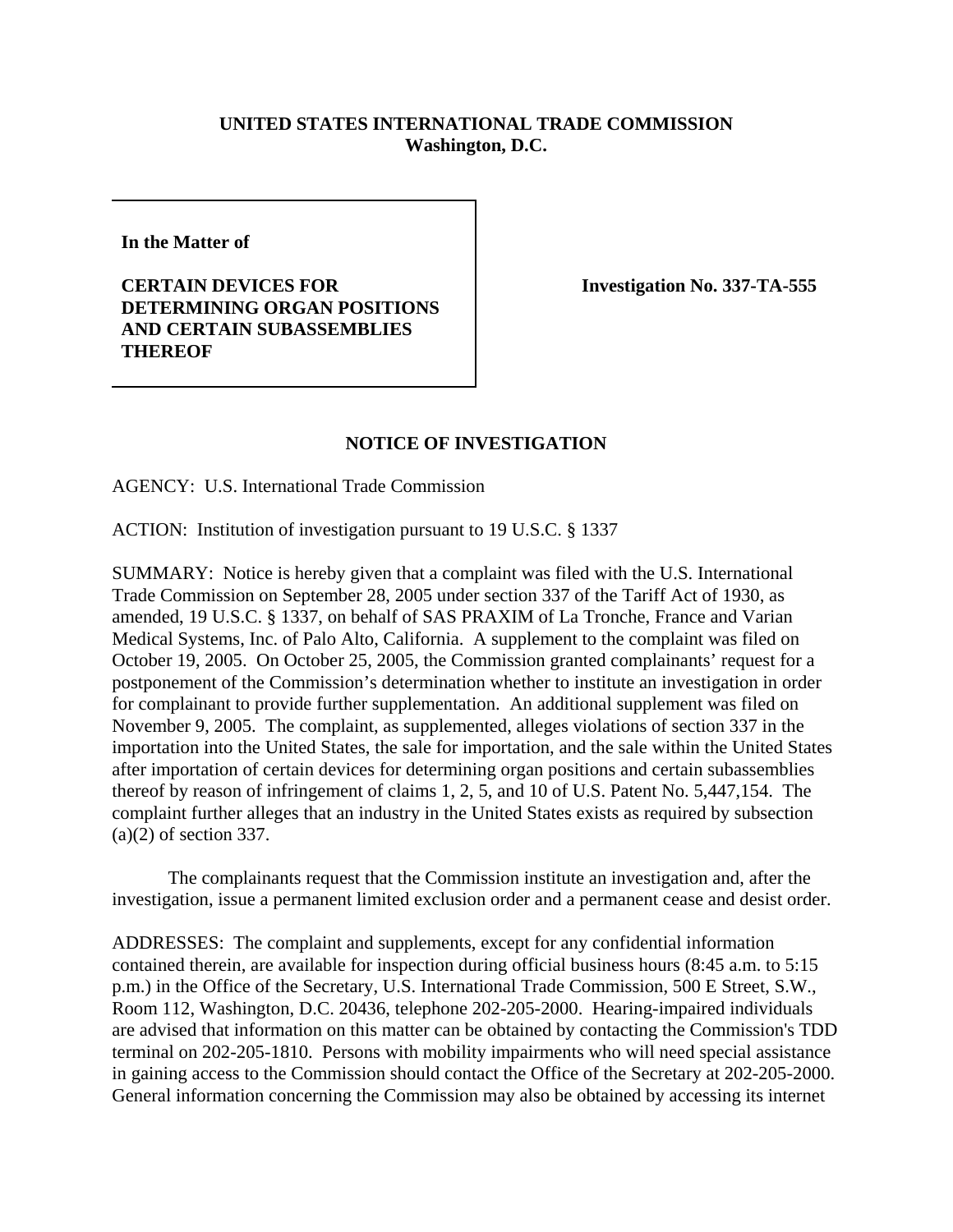**UNITED STATES INTERNATIONAL TRADE COMMISSION**
**Washington, D.C.**

**In the Matter of**

**CERTAIN DEVICES FOR DETERMINING ORGAN POSITIONS AND CERTAIN SUBASSEMBLIES THEREOF**

**Investigation No. 337-TA-555**

## NOTICE OF INVESTIGATION

AGENCY: U.S. International Trade Commission

ACTION: Institution of investigation pursuant to 19 U.S.C. § 1337

SUMMARY: Notice is hereby given that a complaint was filed with the U.S. International Trade Commission on September 28, 2005 under section 337 of the Tariff Act of 1930, as amended, 19 U.S.C. § 1337, on behalf of SAS PRAXIM of La Tronche, France and Varian Medical Systems, Inc. of Palo Alto, California. A supplement to the complaint was filed on October 19, 2005. On October 25, 2005, the Commission granted complainants' request for a postponement of the Commission's determination whether to institute an investigation in order for complainant to provide further supplementation. An additional supplement was filed on November 9, 2005. The complaint, as supplemented, alleges violations of section 337 in the importation into the United States, the sale for importation, and the sale within the United States after importation of certain devices for determining organ positions and certain subassemblies thereof by reason of infringement of claims 1, 2, 5, and 10 of U.S. Patent No. 5,447,154. The complaint further alleges that an industry in the United States exists as required by subsection (a)(2) of section 337.

The complainants request that the Commission institute an investigation and, after the investigation, issue a permanent limited exclusion order and a permanent cease and desist order.

ADDRESSES: The complaint and supplements, except for any confidential information contained therein, are available for inspection during official business hours (8:45 a.m. to 5:15 p.m.) in the Office of the Secretary, U.S. International Trade Commission, 500 E Street, S.W., Room 112, Washington, D.C. 20436, telephone 202-205-2000. Hearing-impaired individuals are advised that information on this matter can be obtained by contacting the Commission's TDD terminal on 202-205-1810. Persons with mobility impairments who will need special assistance in gaining access to the Commission should contact the Office of the Secretary at 202-205-2000. General information concerning the Commission may also be obtained by accessing its internet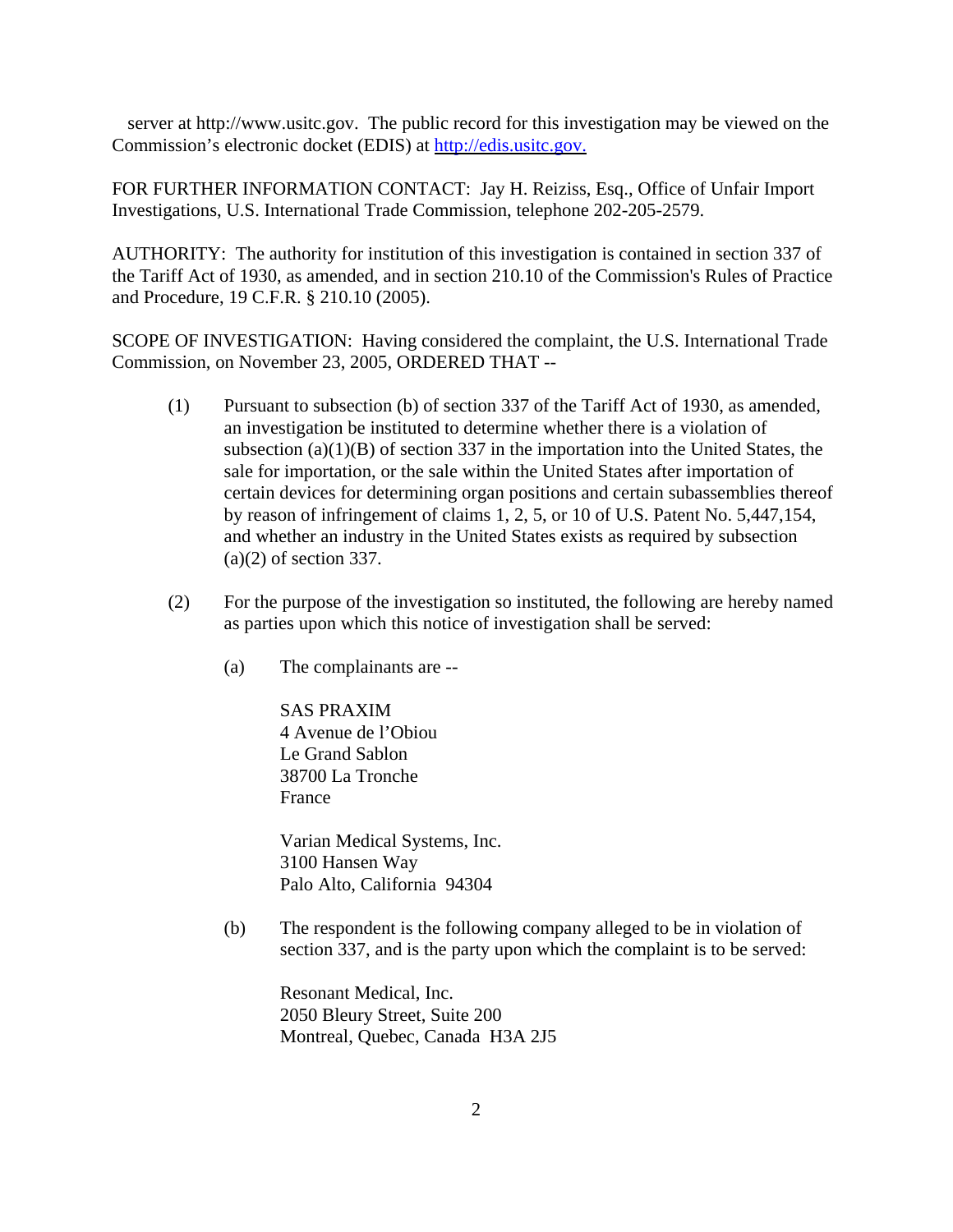server at http://www.usitc.gov. The public record for this investigation may be viewed on the Commission's electronic docket (EDIS) at [http://edis.usitc.gov.](http://edis.usitc.gov.)

FOR FURTHER INFORMATION CONTACT: Jay H. Reiziss, Esq., Office of Unfair Import Investigations, U.S. International Trade Commission, telephone 202-205-2579.

AUTHORITY: The authority for institution of this investigation is contained in section 337 of the Tariff Act of 1930, as amended, and in section 210.10 of the Commission's Rules of Practice and Procedure, 19 C.F.R. § 210.10 (2005).

SCOPE OF INVESTIGATION: Having considered the complaint, the U.S. International Trade Commission, on November 23, 2005, ORDERED THAT --

(1) Pursuant to subsection (b) of section 337 of the Tariff Act of 1930, as amended, an investigation be instituted to determine whether there is a violation of subsection (a)(1)(B) of section 337 in the importation into the United States, the sale for importation, or the sale within the United States after importation of certain devices for determining organ positions and certain subassemblies thereof by reason of infringement of claims 1, 2, 5, or 10 of U.S. Patent No. 5,447,154, and whether an industry in the United States exists as required by subsection (a)(2) of section 337.

(2) For the purpose of the investigation so instituted, the following are hereby named as parties upon which this notice of investigation shall be served:

(a) The complainants are --

SAS PRAXIM
4 Avenue de l'Obiou
Le Grand Sablon
38700 La Tronche
France

Varian Medical Systems, Inc.
3100 Hansen Way
Palo Alto, California 94304

(b) The respondent is the following company alleged to be in violation of section 337, and is the party upon which the complaint is to be served:

Resonant Medical, Inc.
2050 Bleury Street, Suite 200
Montreal, Quebec, Canada H3A 2J5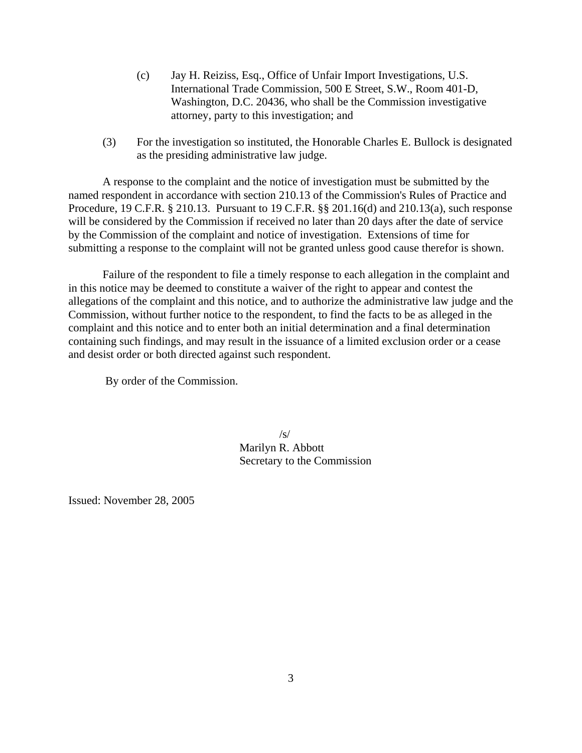(c) Jay H. Reiziss, Esq., Office of Unfair Import Investigations, U.S. International Trade Commission, 500 E Street, S.W., Room 401-D, Washington, D.C. 20436, who shall be the Commission investigative attorney, party to this investigation; and

(3) For the investigation so instituted, the Honorable Charles E. Bullock is designated as the presiding administrative law judge.

A response to the complaint and the notice of investigation must be submitted by the named respondent in accordance with section 210.13 of the Commission's Rules of Practice and Procedure, 19 C.F.R. § 210.13. Pursuant to 19 C.F.R. §§ 201.16(d) and 210.13(a), such response will be considered by the Commission if received no later than 20 days after the date of service by the Commission of the complaint and notice of investigation. Extensions of time for submitting a response to the complaint will not be granted unless good cause therefor is shown.

Failure of the respondent to file a timely response to each allegation in the complaint and in this notice may be deemed to constitute a waiver of the right to appear and contest the allegations of the complaint and this notice, and to authorize the administrative law judge and the Commission, without further notice to the respondent, to find the facts to be as alleged in the complaint and this notice and to enter both an initial determination and a final determination containing such findings, and may result in the issuance of a limited exclusion order or a cease and desist order or both directed against such respondent.

By order of the Commission.

/s/
Marilyn R. Abbott
Secretary to the Commission

Issued: November 28, 2005